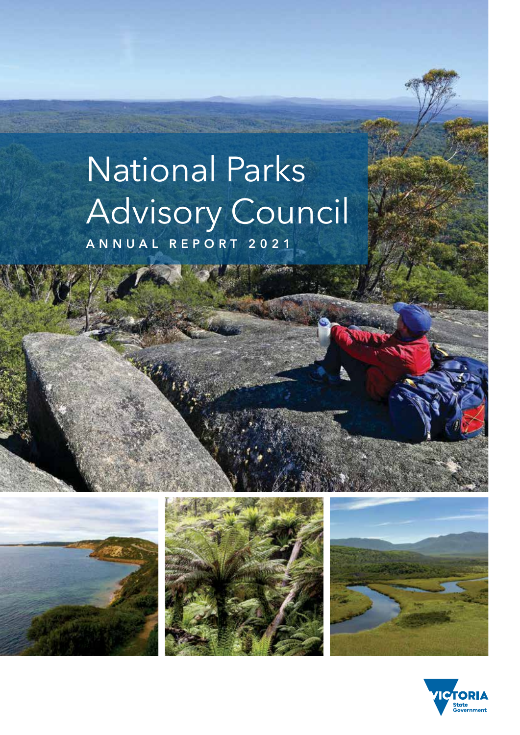# National Parks Advisory Council

ANNUAL REPORT 2021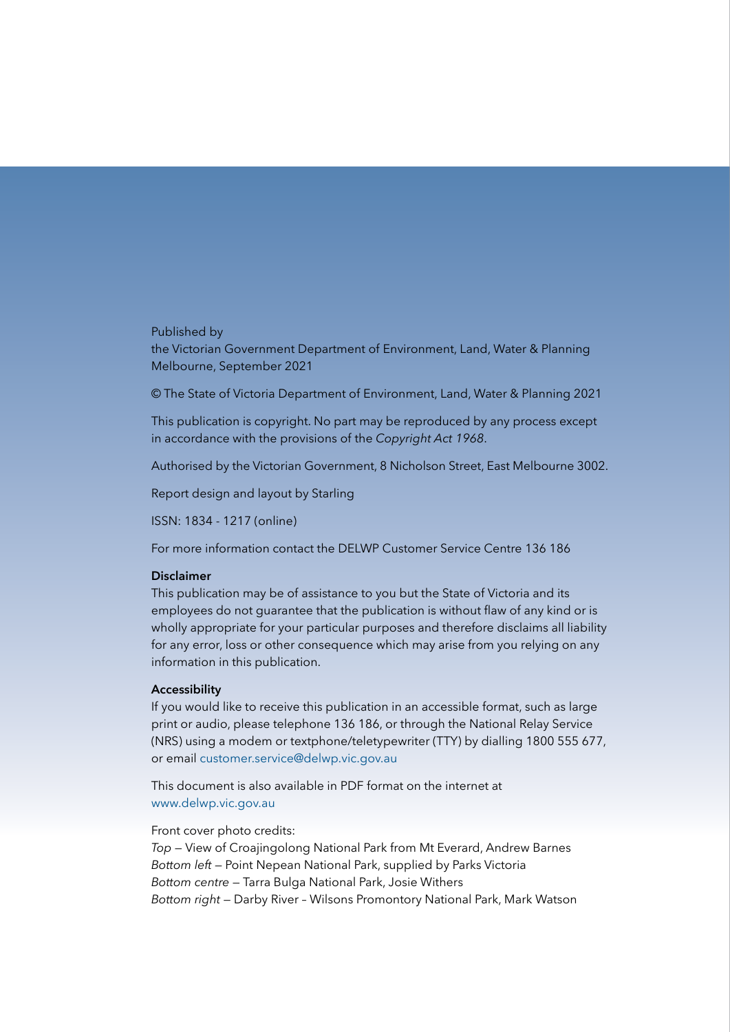Published by
the Victorian Government Department of Environment, Land, Water & Planning
Melbourne, September 2021

© The State of Victoria Department of Environment, Land, Water & Planning 2021

This publication is copyright. No part may be reproduced by any process except in accordance with the provisions of the *Copyright Act 1968*.

Authorised by the Victorian Government, 8 Nicholson Street, East Melbourne 3002.

Report design and layout by Starling

ISSN: 1834 - 1217 (online)

For more information contact the DELWP Customer Service Centre 136 186

**Disclaimer**
This publication may be of assistance to you but the State of Victoria and its employees do not guarantee that the publication is without flaw of any kind or is wholly appropriate for your particular purposes and therefore disclaims all liability for any error, loss or other consequence which may arise from you relying on any information in this publication.

**Accessibility**
If you would like to receive this publication in an accessible format, such as large print or audio, please telephone 136 186, or through the National Relay Service (NRS) using a modem or textphone/teletypewriter (TTY) by dialling 1800 555 677, or email customer.service@delwp.vic.gov.au

This document is also available in PDF format on the internet at www.delwp.vic.gov.au

Front cover photo credits:
*Top* — View of Croajingolong National Park from Mt Everard, Andrew Barnes
*Bottom left* — Point Nepean National Park, supplied by Parks Victoria
*Bottom centre* — Tarra Bulga National Park, Josie Withers
*Bottom right* — Darby River – Wilsons Promontory National Park, Mark Watson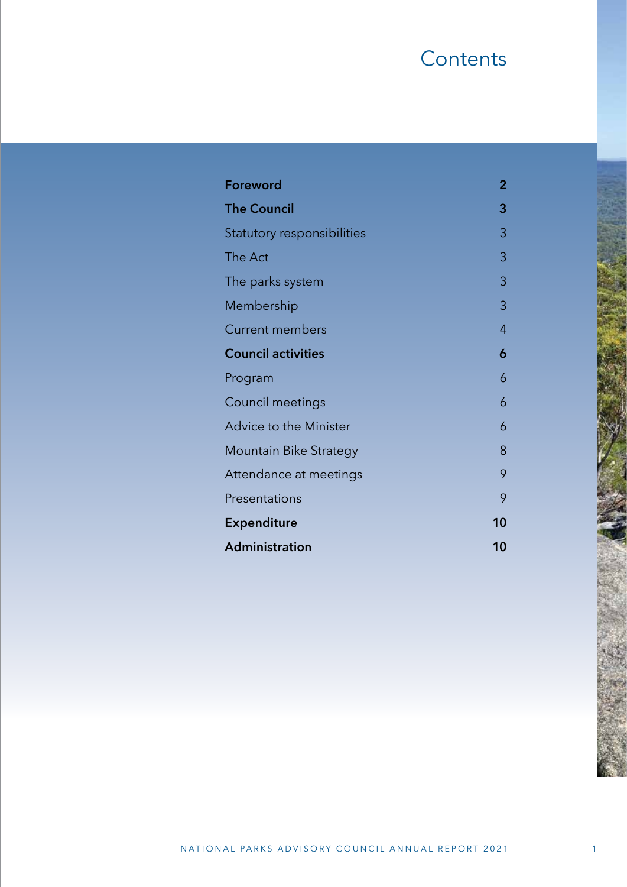# Contents

| | |
|---|---|
| **Foreword** | **2** |
| **The Council** | **3** |
| Statutory responsibilities | 3 |
| The Act | 3 |
| The parks system | 3 |
| Membership | 3 |
| Current members | 4 |
| **Council activities** | **6** |
| Program | 6 |
| Council meetings | 6 |
| Advice to the Minister | 6 |
| Mountain Bike Strategy | 8 |
| Attendance at meetings | 9 |
| Presentations | 9 |
| **Expenditure** | **10** |
| **Administration** | **10** |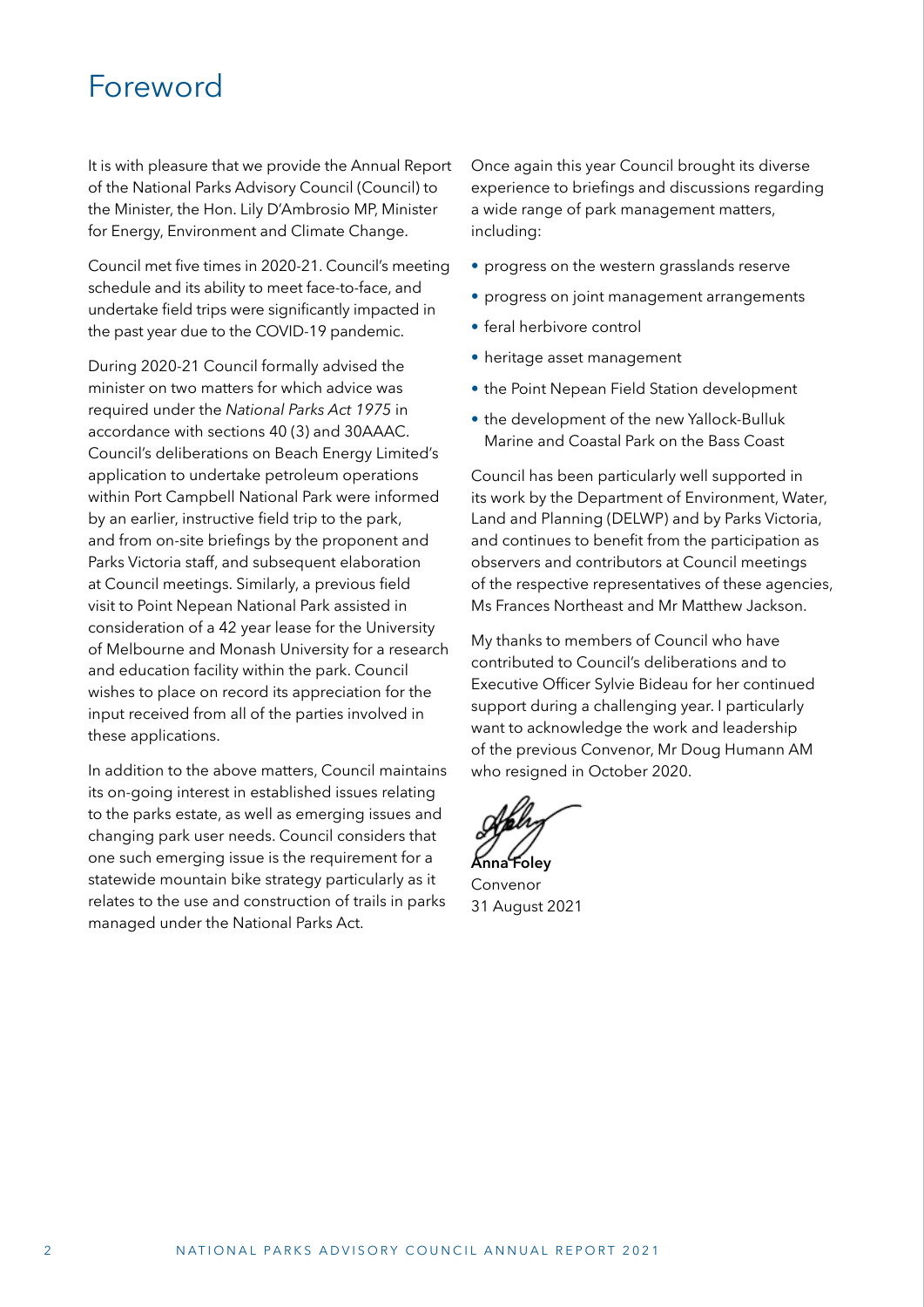# Foreword

It is with pleasure that we provide the Annual Report of the National Parks Advisory Council (Council) to the Minister, the Hon. Lily D'Ambrosio MP, Minister for Energy, Environment and Climate Change.

Council met five times in 2020-21. Council's meeting schedule and its ability to meet face-to-face, and undertake field trips were significantly impacted in the past year due to the COVID-19 pandemic.

During 2020-21 Council formally advised the minister on two matters for which advice was required under the *National Parks Act 1975* in accordance with sections 40 (3) and 30AAAC. Council's deliberations on Beach Energy Limited's application to undertake petroleum operations within Port Campbell National Park were informed by an earlier, instructive field trip to the park, and from on-site briefings by the proponent and Parks Victoria staff, and subsequent elaboration at Council meetings. Similarly, a previous field visit to Point Nepean National Park assisted in consideration of a 42 year lease for the University of Melbourne and Monash University for a research and education facility within the park. Council wishes to place on record its appreciation for the input received from all of the parties involved in these applications.

In addition to the above matters, Council maintains its on-going interest in established issues relating to the parks estate, as well as emerging issues and changing park user needs. Council considers that one such emerging issue is the requirement for a statewide mountain bike strategy particularly as it relates to the use and construction of trails in parks managed under the National Parks Act.

Once again this year Council brought its diverse experience to briefings and discussions regarding a wide range of park management matters, including:

- progress on the western grasslands reserve
- progress on joint management arrangements
- feral herbivore control
- heritage asset management
- the Point Nepean Field Station development
- the development of the new Yallock-Bulluk Marine and Coastal Park on the Bass Coast

Council has been particularly well supported in its work by the Department of Environment, Water, Land and Planning (DELWP) and by Parks Victoria, and continues to benefit from the participation as observers and contributors at Council meetings of the respective representatives of these agencies, Ms Frances Northeast and Mr Matthew Jackson.

My thanks to members of Council who have contributed to Council's deliberations and to Executive Officer Sylvie Bideau for her continued support during a challenging year. I particularly want to acknowledge the work and leadership of the previous Convenor, Mr Doug Humann AM who resigned in October 2020.

**Anna Foley**
Convenor
31 August 2021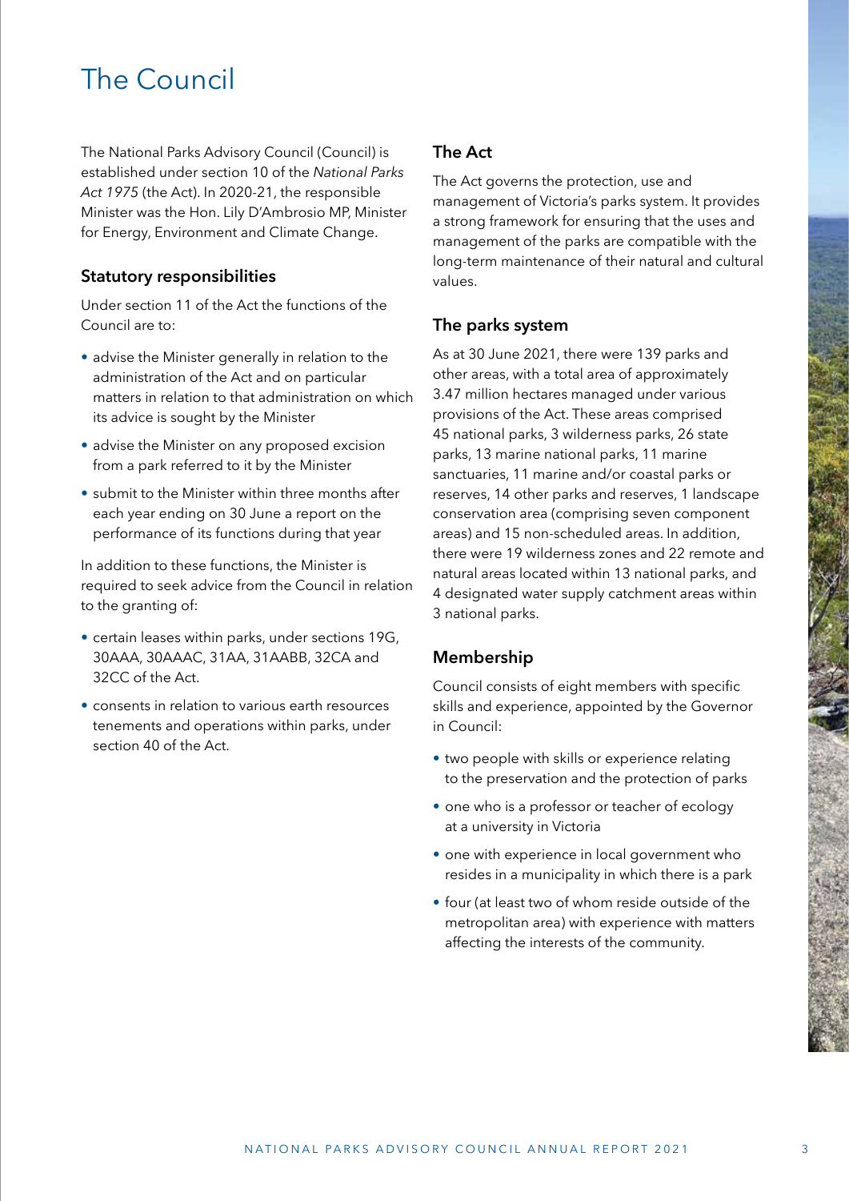# The Council

The National Parks Advisory Council (Council) is established under section 10 of the *National Parks Act 1975* (the Act). In 2020-21, the responsible Minister was the Hon. Lily D'Ambrosio MP, Minister for Energy, Environment and Climate Change.

## Statutory responsibilities

Under section 11 of the Act the functions of the Council are to:

- advise the Minister generally in relation to the administration of the Act and on particular matters in relation to that administration on which its advice is sought by the Minister
- advise the Minister on any proposed excision from a park referred to it by the Minister
- submit to the Minister within three months after each year ending on 30 June a report on the performance of its functions during that year

In addition to these functions, the Minister is required to seek advice from the Council in relation to the granting of:

- certain leases within parks, under sections 19G, 30AAA, 30AAAC, 31AA, 31AABB, 32CA and 32CC of the Act.
- consents in relation to various earth resources tenements and operations within parks, under section 40 of the Act.

## The Act

The Act governs the protection, use and management of Victoria's parks system. It provides a strong framework for ensuring that the uses and management of the parks are compatible with the long-term maintenance of their natural and cultural values.

## The parks system

As at 30 June 2021, there were 139 parks and other areas, with a total area of approximately 3.47 million hectares managed under various provisions of the Act. These areas comprised 45 national parks, 3 wilderness parks, 26 state parks, 13 marine national parks, 11 marine sanctuaries, 11 marine and/or coastal parks or reserves, 14 other parks and reserves, 1 landscape conservation area (comprising seven component areas) and 15 non-scheduled areas. In addition, there were 19 wilderness zones and 22 remote and natural areas located within 13 national parks, and 4 designated water supply catchment areas within 3 national parks.

## Membership

Council consists of eight members with specific skills and experience, appointed by the Governor in Council:

- two people with skills or experience relating to the preservation and the protection of parks
- one who is a professor or teacher of ecology at a university in Victoria
- one with experience in local government who resides in a municipality in which there is a park
- four (at least two of whom reside outside of the metropolitan area) with experience with matters affecting the interests of the community.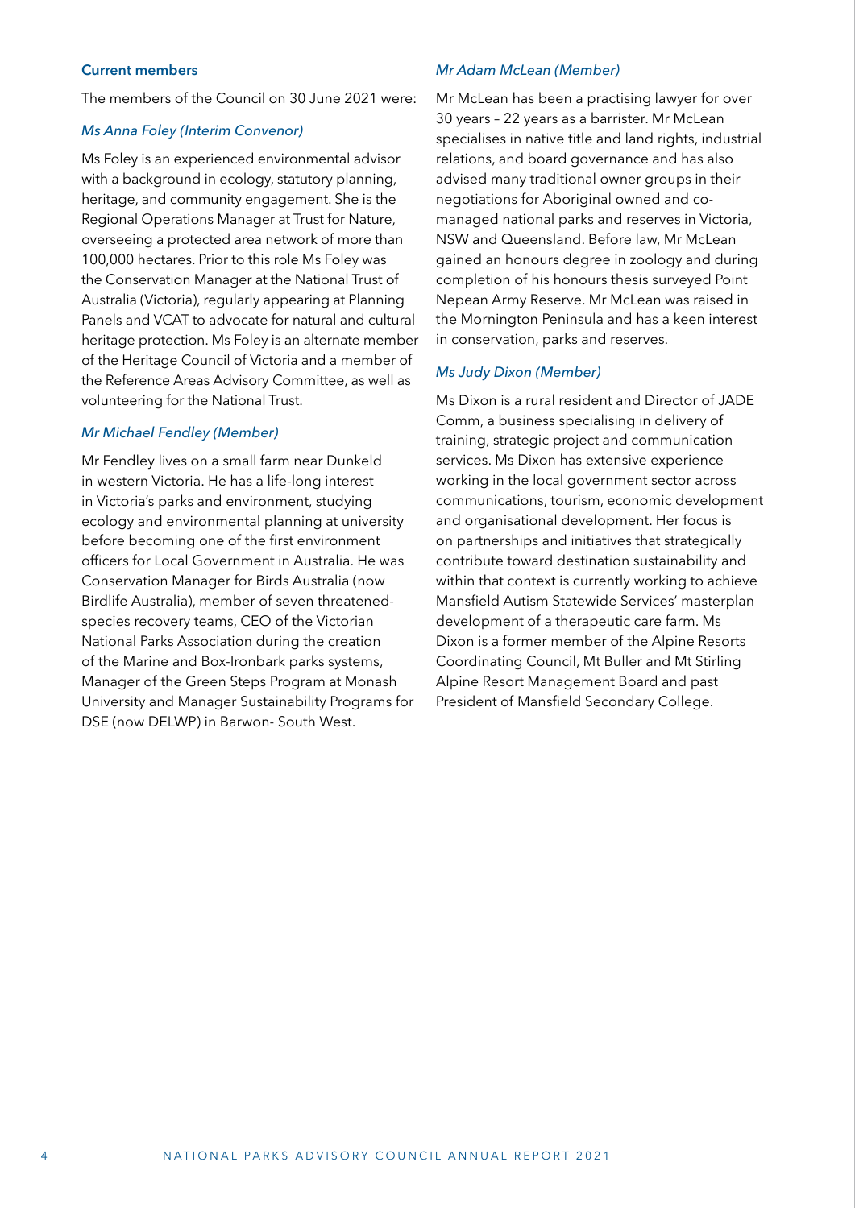### Current members

The members of the Council on 30 June 2021 were:

*Ms Anna Foley (Interim Convenor)*

Ms Foley is an experienced environmental advisor with a background in ecology, statutory planning, heritage, and community engagement. She is the Regional Operations Manager at Trust for Nature, overseeing a protected area network of more than 100,000 hectares. Prior to this role Ms Foley was the Conservation Manager at the National Trust of Australia (Victoria), regularly appearing at Planning Panels and VCAT to advocate for natural and cultural heritage protection. Ms Foley is an alternate member of the Heritage Council of Victoria and a member of the Reference Areas Advisory Committee, as well as volunteering for the National Trust.

*Mr Michael Fendley (Member)*

Mr Fendley lives on a small farm near Dunkeld in western Victoria. He has a life-long interest in Victoria's parks and environment, studying ecology and environmental planning at university before becoming one of the first environment officers for Local Government in Australia. He was Conservation Manager for Birds Australia (now Birdlife Australia), member of seven threatened-species recovery teams, CEO of the Victorian National Parks Association during the creation of the Marine and Box-Ironbark parks systems, Manager of the Green Steps Program at Monash University and Manager Sustainability Programs for DSE (now DELWP) in Barwon- South West.

*Mr Adam McLean (Member)*

Mr McLean has been a practising lawyer for over 30 years – 22 years as a barrister. Mr McLean specialises in native title and land rights, industrial relations, and board governance and has also advised many traditional owner groups in their negotiations for Aboriginal owned and co-managed national parks and reserves in Victoria, NSW and Queensland. Before law, Mr McLean gained an honours degree in zoology and during completion of his honours thesis surveyed Point Nepean Army Reserve. Mr McLean was raised in the Mornington Peninsula and has a keen interest in conservation, parks and reserves.

*Ms Judy Dixon (Member)*

Ms Dixon is a rural resident and Director of JADE Comm, a business specialising in delivery of training, strategic project and communication services. Ms Dixon has extensive experience working in the local government sector across communications, tourism, economic development and organisational development. Her focus is on partnerships and initiatives that strategically contribute toward destination sustainability and within that context is currently working to achieve Mansfield Autism Statewide Services' masterplan development of a therapeutic care farm. Ms Dixon is a former member of the Alpine Resorts Coordinating Council, Mt Buller and Mt Stirling Alpine Resort Management Board and past President of Mansfield Secondary College.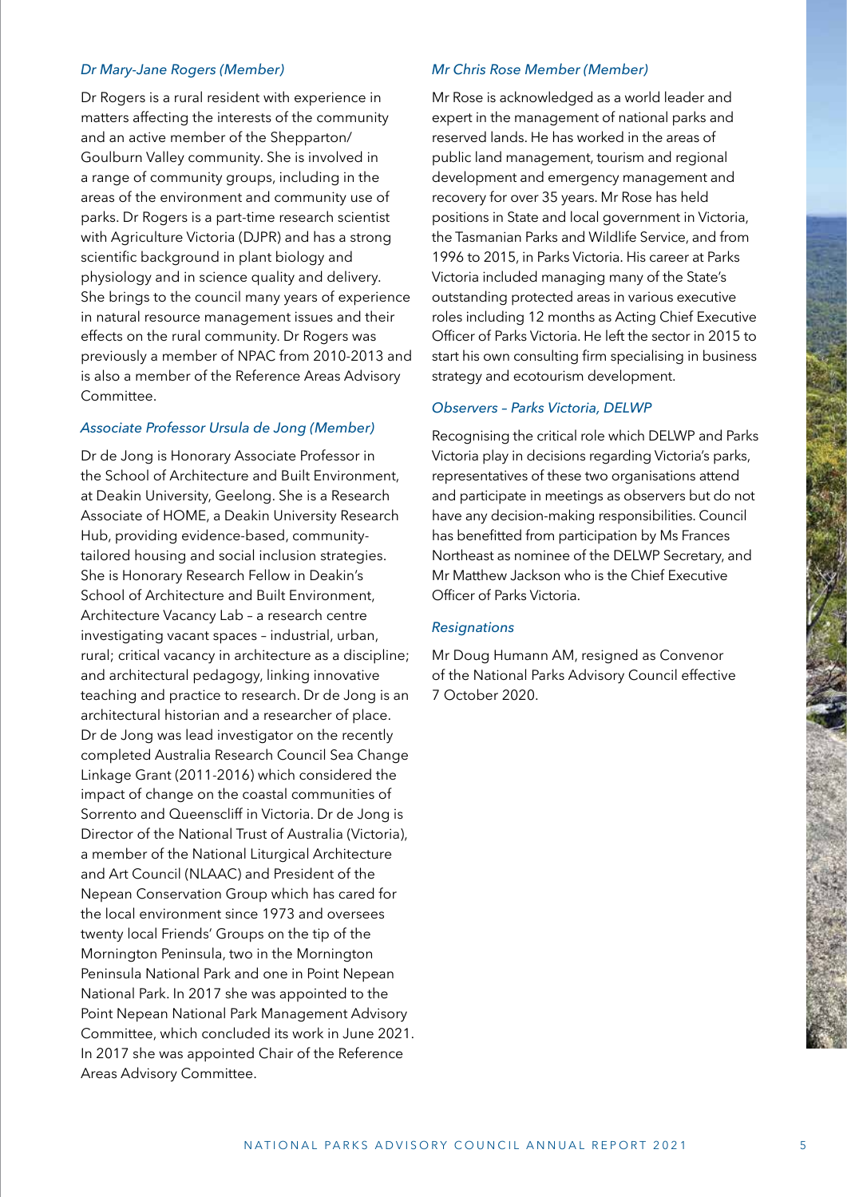*Dr Mary-Jane Rogers (Member)*

Dr Rogers is a rural resident with experience in matters affecting the interests of the community and an active member of the Shepparton/Goulburn Valley community. She is involved in a range of community groups, including in the areas of the environment and community use of parks. Dr Rogers is a part-time research scientist with Agriculture Victoria (DJPR) and has a strong scientific background in plant biology and physiology and in science quality and delivery. She brings to the council many years of experience in natural resource management issues and their effects on the rural community. Dr Rogers was previously a member of NPAC from 2010-2013 and is also a member of the Reference Areas Advisory Committee.

*Associate Professor Ursula de Jong (Member)*

Dr de Jong is Honorary Associate Professor in the School of Architecture and Built Environment, at Deakin University, Geelong. She is a Research Associate of HOME, a Deakin University Research Hub, providing evidence-based, community-tailored housing and social inclusion strategies. She is Honorary Research Fellow in Deakin's School of Architecture and Built Environment, Architecture Vacancy Lab – a research centre investigating vacant spaces – industrial, urban, rural; critical vacancy in architecture as a discipline; and architectural pedagogy, linking innovative teaching and practice to research. Dr de Jong is an architectural historian and a researcher of place. Dr de Jong was lead investigator on the recently completed Australia Research Council Sea Change Linkage Grant (2011-2016) which considered the impact of change on the coastal communities of Sorrento and Queenscliff in Victoria. Dr de Jong is Director of the National Trust of Australia (Victoria), a member of the National Liturgical Architecture and Art Council (NLAAC) and President of the Nepean Conservation Group which has cared for the local environment since 1973 and oversees twenty local Friends' Groups on the tip of the Mornington Peninsula, two in the Mornington Peninsula National Park and one in Point Nepean National Park. In 2017 she was appointed to the Point Nepean National Park Management Advisory Committee, which concluded its work in June 2021. In 2017 she was appointed Chair of the Reference Areas Advisory Committee.

*Mr Chris Rose Member (Member)*

Mr Rose is acknowledged as a world leader and expert in the management of national parks and reserved lands. He has worked in the areas of public land management, tourism and regional development and emergency management and recovery for over 35 years. Mr Rose has held positions in State and local government in Victoria, the Tasmanian Parks and Wildlife Service, and from 1996 to 2015, in Parks Victoria. His career at Parks Victoria included managing many of the State's outstanding protected areas in various executive roles including 12 months as Acting Chief Executive Officer of Parks Victoria. He left the sector in 2015 to start his own consulting firm specialising in business strategy and ecotourism development.

*Observers – Parks Victoria, DELWP*

Recognising the critical role which DELWP and Parks Victoria play in decisions regarding Victoria's parks, representatives of these two organisations attend and participate in meetings as observers but do not have any decision-making responsibilities. Council has benefitted from participation by Ms Frances Northeast as nominee of the DELWP Secretary, and Mr Matthew Jackson who is the Chief Executive Officer of Parks Victoria.

*Resignations*

Mr Doug Humann AM, resigned as Convenor of the National Parks Advisory Council effective 7 October 2020.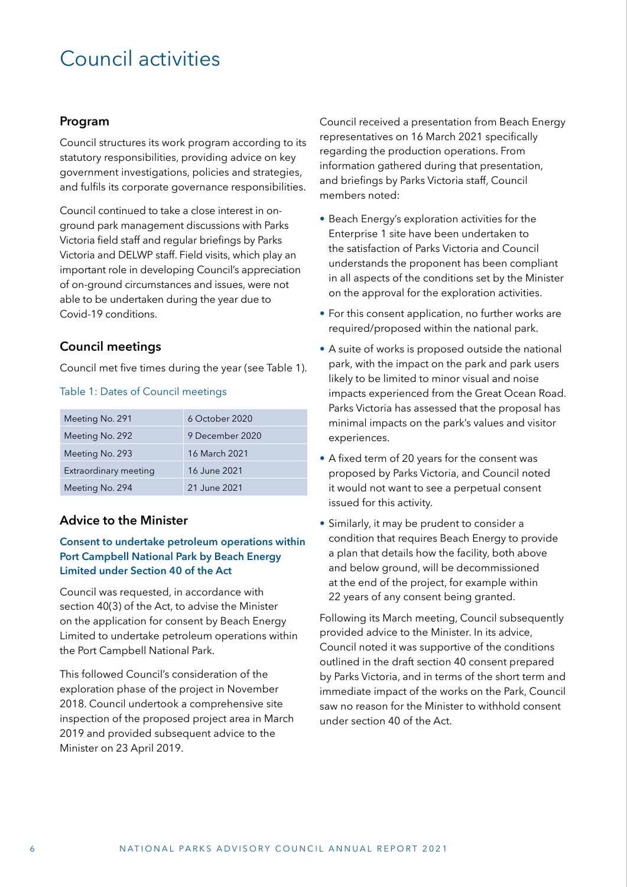# Council activities

## Program

Council structures its work program according to its statutory responsibilities, providing advice on key government investigations, policies and strategies, and fulfils its corporate governance responsibilities.

Council continued to take a close interest in on-ground park management discussions with Parks Victoria field staff and regular briefings by Parks Victoria and DELWP staff. Field visits, which play an important role in developing Council's appreciation of on-ground circumstances and issues, were not able to be undertaken during the year due to Covid-19 conditions.

## Council meetings

Council met five times during the year (see Table 1).

Table 1: Dates of Council meetings

| | |
|---|---|
| Meeting No. 291 | 6 October 2020 |
| Meeting No. 292 | 9 December 2020 |
| Meeting No. 293 | 16 March 2021 |
| Extraordinary meeting | 16 June 2021 |
| Meeting No. 294 | 21 June 2021 |

## Advice to the Minister

### Consent to undertake petroleum operations within Port Campbell National Park by Beach Energy Limited under Section 40 of the Act

Council was requested, in accordance with section 40(3) of the Act, to advise the Minister on the application for consent by Beach Energy Limited to undertake petroleum operations within the Port Campbell National Park.

This followed Council's consideration of the exploration phase of the project in November 2018. Council undertook a comprehensive site inspection of the proposed project area in March 2019 and provided subsequent advice to the Minister on 23 April 2019.

Council received a presentation from Beach Energy representatives on 16 March 2021 specifically regarding the production operations. From information gathered during that presentation, and briefings by Parks Victoria staff, Council members noted:

- Beach Energy's exploration activities for the Enterprise 1 site have been undertaken to the satisfaction of Parks Victoria and Council understands the proponent has been compliant in all aspects of the conditions set by the Minister on the approval for the exploration activities.
- For this consent application, no further works are required/proposed within the national park.
- A suite of works is proposed outside the national park, with the impact on the park and park users likely to be limited to minor visual and noise impacts experienced from the Great Ocean Road. Parks Victoria has assessed that the proposal has minimal impacts on the park's values and visitor experiences.
- A fixed term of 20 years for the consent was proposed by Parks Victoria, and Council noted it would not want to see a perpetual consent issued for this activity.
- Similarly, it may be prudent to consider a condition that requires Beach Energy to provide a plan that details how the facility, both above and below ground, will be decommissioned at the end of the project, for example within 22 years of any consent being granted.

Following its March meeting, Council subsequently provided advice to the Minister. In its advice, Council noted it was supportive of the conditions outlined in the draft section 40 consent prepared by Parks Victoria, and in terms of the short term and immediate impact of the works on the Park, Council saw no reason for the Minister to withhold consent under section 40 of the Act.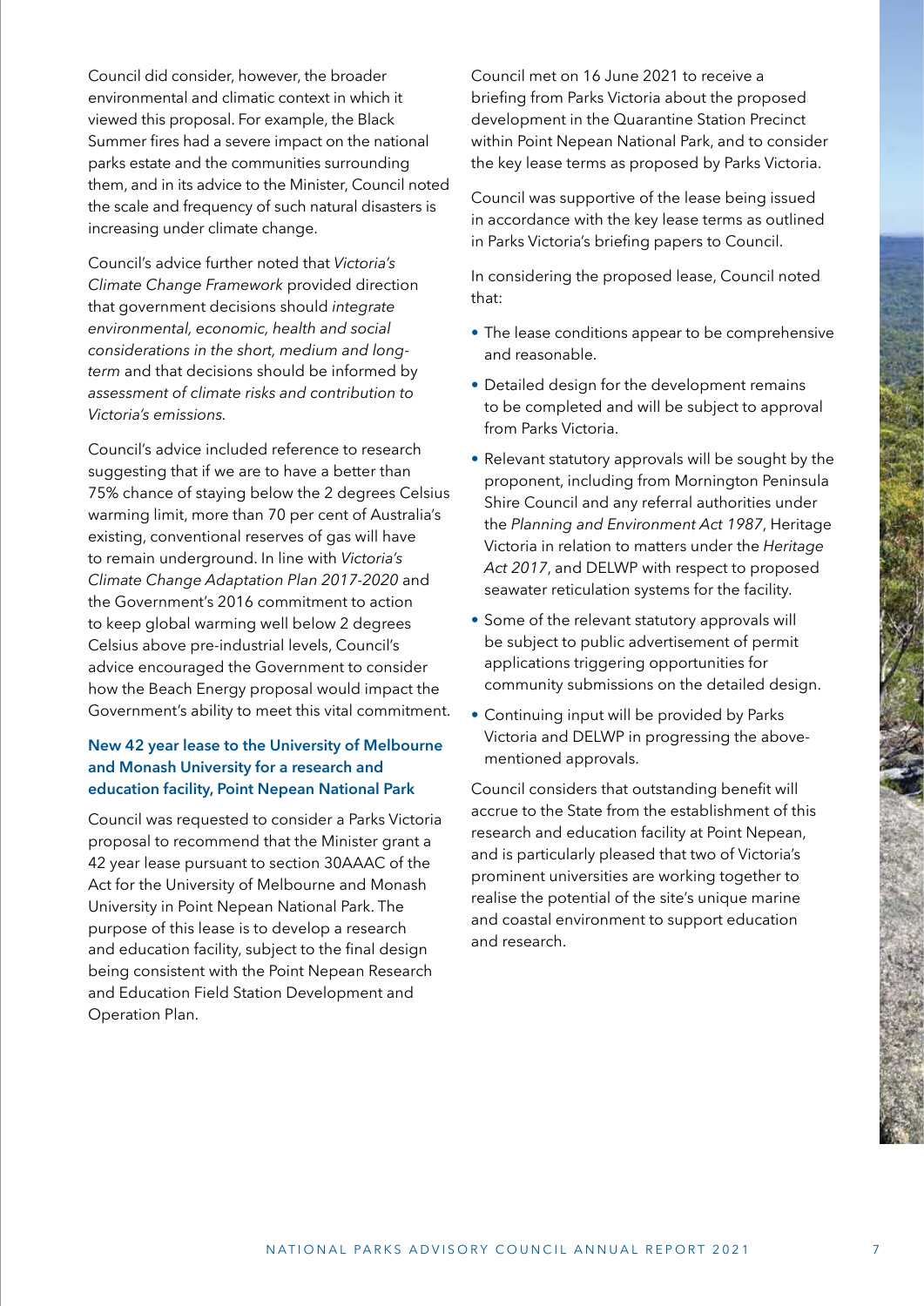Council did consider, however, the broader environmental and climatic context in which it viewed this proposal. For example, the Black Summer fires had a severe impact on the national parks estate and the communities surrounding them, and in its advice to the Minister, Council noted the scale and frequency of such natural disasters is increasing under climate change.

Council's advice further noted that *Victoria's Climate Change Framework* provided direction that government decisions should *integrate environmental, economic, health and social considerations in the short, medium and long-term* and that decisions should be informed by *assessment of climate risks and contribution to Victoria's emissions*.

Council's advice included reference to research suggesting that if we are to have a better than 75% chance of staying below the 2 degrees Celsius warming limit, more than 70 per cent of Australia's existing, conventional reserves of gas will have to remain underground. In line with *Victoria's Climate Change Adaptation Plan 2017-2020* and the Government's 2016 commitment to action to keep global warming well below 2 degrees Celsius above pre-industrial levels, Council's advice encouraged the Government to consider how the Beach Energy proposal would impact the Government's ability to meet this vital commitment.

### New 42 year lease to the University of Melbourne and Monash University for a research and education facility, Point Nepean National Park

Council was requested to consider a Parks Victoria proposal to recommend that the Minister grant a 42 year lease pursuant to section 30AAAC of the Act for the University of Melbourne and Monash University in Point Nepean National Park. The purpose of this lease is to develop a research and education facility, subject to the final design being consistent with the Point Nepean Research and Education Field Station Development and Operation Plan.

Council met on 16 June 2021 to receive a briefing from Parks Victoria about the proposed development in the Quarantine Station Precinct within Point Nepean National Park, and to consider the key lease terms as proposed by Parks Victoria.

Council was supportive of the lease being issued in accordance with the key lease terms as outlined in Parks Victoria's briefing papers to Council.

In considering the proposed lease, Council noted that:

- The lease conditions appear to be comprehensive and reasonable.
- Detailed design for the development remains to be completed and will be subject to approval from Parks Victoria.
- Relevant statutory approvals will be sought by the proponent, including from Mornington Peninsula Shire Council and any referral authorities under the *Planning and Environment Act 1987*, Heritage Victoria in relation to matters under the *Heritage Act 2017*, and DELWP with respect to proposed seawater reticulation systems for the facility.
- Some of the relevant statutory approvals will be subject to public advertisement of permit applications triggering opportunities for community submissions on the detailed design.
- Continuing input will be provided by Parks Victoria and DELWP in progressing the above-mentioned approvals.

Council considers that outstanding benefit will accrue to the State from the establishment of this research and education facility at Point Nepean, and is particularly pleased that two of Victoria's prominent universities are working together to realise the potential of the site's unique marine and coastal environment to support education and research.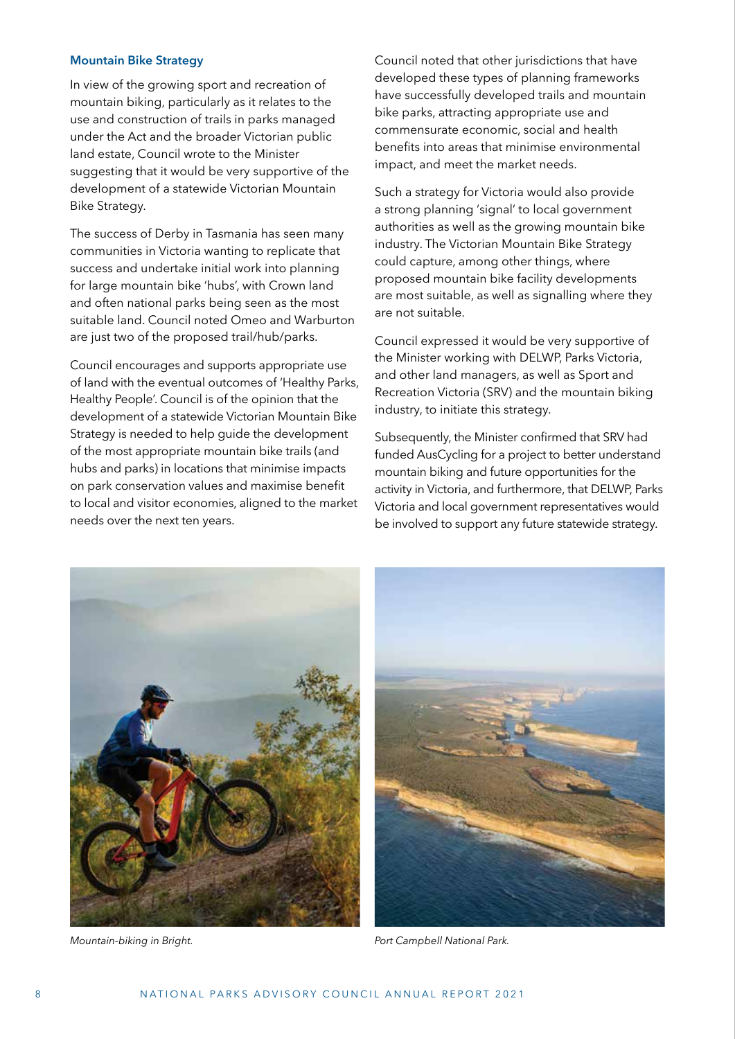### Mountain Bike Strategy

In view of the growing sport and recreation of mountain biking, particularly as it relates to the use and construction of trails in parks managed under the Act and the broader Victorian public land estate, Council wrote to the Minister suggesting that it would be very supportive of the development of a statewide Victorian Mountain Bike Strategy.

The success of Derby in Tasmania has seen many communities in Victoria wanting to replicate that success and undertake initial work into planning for large mountain bike 'hubs', with Crown land and often national parks being seen as the most suitable land. Council noted Omeo and Warburton are just two of the proposed trail/hub/parks.

Council encourages and supports appropriate use of land with the eventual outcomes of 'Healthy Parks, Healthy People'. Council is of the opinion that the development of a statewide Victorian Mountain Bike Strategy is needed to help guide the development of the most appropriate mountain bike trails (and hubs and parks) in locations that minimise impacts on park conservation values and maximise benefit to local and visitor economies, aligned to the market needs over the next ten years.

Council noted that other jurisdictions that have developed these types of planning frameworks have successfully developed trails and mountain bike parks, attracting appropriate use and commensurate economic, social and health benefits into areas that minimise environmental impact, and meet the market needs.

Such a strategy for Victoria would also provide a strong planning 'signal' to local government authorities as well as the growing mountain bike industry. The Victorian Mountain Bike Strategy could capture, among other things, where proposed mountain bike facility developments are most suitable, as well as signalling where they are not suitable.

Council expressed it would be very supportive of the Minister working with DELWP, Parks Victoria, and other land managers, as well as Sport and Recreation Victoria (SRV) and the mountain biking industry, to initiate this strategy.

Subsequently, the Minister confirmed that SRV had funded AusCycling for a project to better understand mountain biking and future opportunities for the activity in Victoria, and furthermore, that DELWP, Parks Victoria and local government representatives would be involved to support any future statewide strategy.

*Mountain-biking in Bright.*

*Port Campbell National Park.*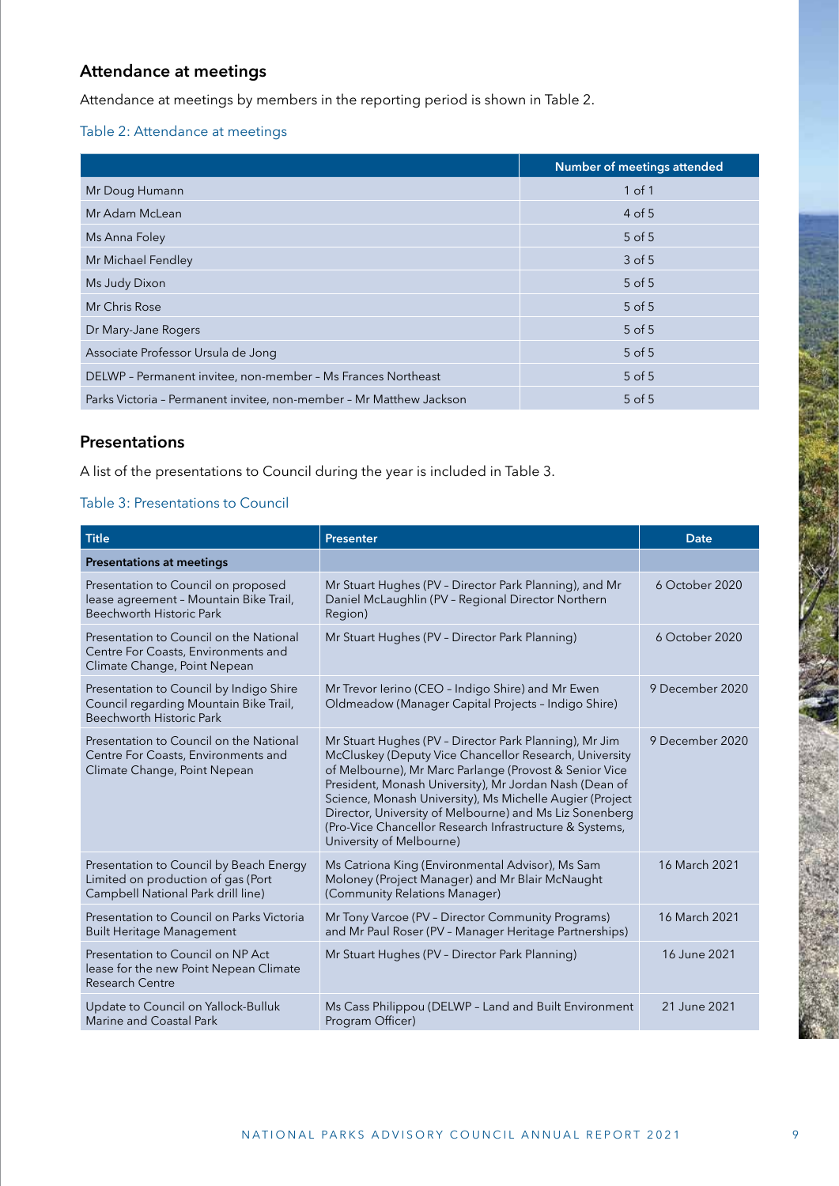## Attendance at meetings

Attendance at meetings by members in the reporting period is shown in Table 2.

Table 2: Attendance at meetings

| | Number of meetings attended |
|---|---|
| Mr Doug Humann | 1 of 1 |
| Mr Adam McLean | 4 of 5 |
| Ms Anna Foley | 5 of 5 |
| Mr Michael Fendley | 3 of 5 |
| Ms Judy Dixon | 5 of 5 |
| Mr Chris Rose | 5 of 5 |
| Dr Mary-Jane Rogers | 5 of 5 |
| Associate Professor Ursula de Jong | 5 of 5 |
| DELWP – Permanent invitee, non-member – Ms Frances Northeast | 5 of 5 |
| Parks Victoria – Permanent invitee, non-member – Mr Matthew Jackson | 5 of 5 |

## Presentations

A list of the presentations to Council during the year is included in Table 3.

Table 3: Presentations to Council

| Title | Presenter | Date |
|---|---|---|
| **Presentations at meetings** | | |
| Presentation to Council on proposed lease agreement – Mountain Bike Trail, Beechworth Historic Park | Mr Stuart Hughes (PV – Director Park Planning), and Mr Daniel McLaughlin (PV – Regional Director Northern Region) | 6 October 2020 |
| Presentation to Council on the National Centre For Coasts, Environments and Climate Change, Point Nepean | Mr Stuart Hughes (PV – Director Park Planning) | 6 October 2020 |
| Presentation to Council by Indigo Shire Council regarding Mountain Bike Trail, Beechworth Historic Park | Mr Trevor Ierino (CEO – Indigo Shire) and Mr Ewen Oldmeadow (Manager Capital Projects – Indigo Shire) | 9 December 2020 |
| Presentation to Council on the National Centre For Coasts, Environments and Climate Change, Point Nepean | Mr Stuart Hughes (PV – Director Park Planning), Mr Jim McCluskey (Deputy Vice Chancellor Research, University of Melbourne), Mr Marc Parlange (Provost & Senior Vice President, Monash University), Mr Jordan Nash (Dean of Science, Monash University), Ms Michelle Augier (Project Director, University of Melbourne) and Ms Liz Sonenberg (Pro-Vice Chancellor Research Infrastructure & Systems, University of Melbourne) | 9 December 2020 |
| Presentation to Council by Beach Energy Limited on production of gas (Port Campbell National Park drill line) | Ms Catriona King (Environmental Advisor), Ms Sam Moloney (Project Manager) and Mr Blair McNaught (Community Relations Manager) | 16 March 2021 |
| Presentation to Council on Parks Victoria Built Heritage Management | Mr Tony Varcoe (PV – Director Community Programs) and Mr Paul Roser (PV – Manager Heritage Partnerships) | 16 March 2021 |
| Presentation to Council on NP Act lease for the new Point Nepean Climate Research Centre | Mr Stuart Hughes (PV – Director Park Planning) | 16 June 2021 |
| Update to Council on Yallock-Bulluk Marine and Coastal Park | Ms Cass Philippou (DELWP – Land and Built Environment Program Officer) | 21 June 2021 |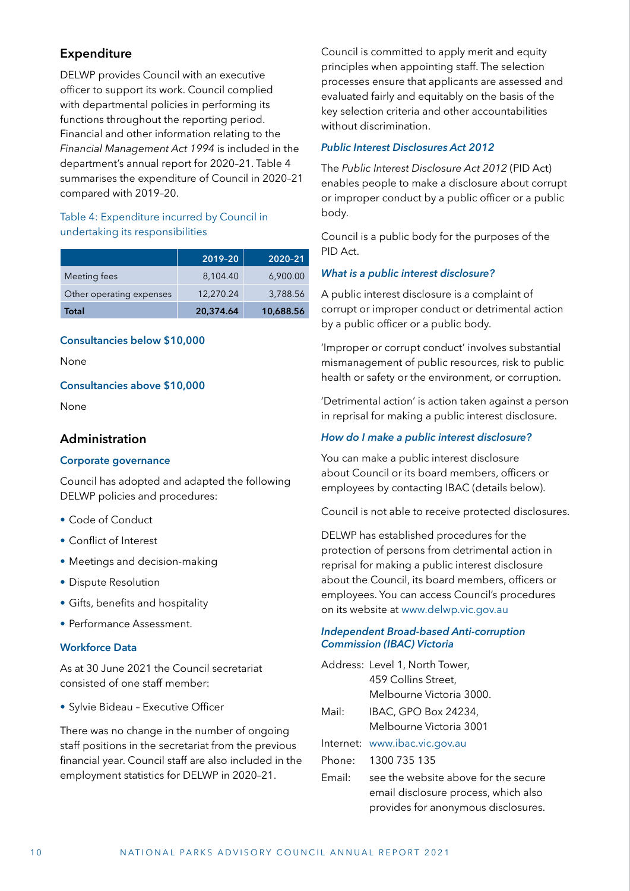## Expenditure

DELWP provides Council with an executive officer to support its work. Council complied with departmental policies in performing its functions throughout the reporting period. Financial and other information relating to the *Financial Management Act 1994* is included in the department's annual report for 2020–21. Table 4 summarises the expenditure of Council in 2020–21 compared with 2019–20.

Table 4: Expenditure incurred by Council in undertaking its responsibilities

| | 2019-20 | 2020-21 |
|---|---|---|
| Meeting fees | 8,104.40 | 6,900.00 |
| Other operating expenses | 12,270.24 | 3,788.56 |
| **Total** | **20,374.64** | **10,688.56** |

### Consultancies below $10,000

None

### Consultancies above $10,000

None

## Administration

### Corporate governance

Council has adopted and adapted the following DELWP policies and procedures:

- Code of Conduct
- Conflict of Interest
- Meetings and decision-making
- Dispute Resolution
- Gifts, benefits and hospitality
- Performance Assessment.

### Workforce Data

As at 30 June 2021 the Council secretariat consisted of one staff member:

- Sylvie Bideau – Executive Officer

There was no change in the number of ongoing staff positions in the secretariat from the previous financial year. Council staff are also included in the employment statistics for DELWP in 2020–21.

Council is committed to apply merit and equity principles when appointing staff. The selection processes ensure that applicants are assessed and evaluated fairly and equitably on the basis of the key selection criteria and other accountabilities without discrimination.

### *Public Interest Disclosures Act 2012*

The *Public Interest Disclosure Act 2012* (PID Act) enables people to make a disclosure about corrupt or improper conduct by a public officer or a public body.

Council is a public body for the purposes of the PID Act.

#### *What is a public interest disclosure?*

A public interest disclosure is a complaint of corrupt or improper conduct or detrimental action by a public officer or a public body.

'Improper or corrupt conduct' involves substantial mismanagement of public resources, risk to public health or safety or the environment, or corruption.

'Detrimental action' is action taken against a person in reprisal for making a public interest disclosure.

#### *How do I make a public interest disclosure?*

You can make a public interest disclosure about Council or its board members, officers or employees by contacting IBAC (details below).

Council is not able to receive protected disclosures.

DELWP has established procedures for the protection of persons from detrimental action in reprisal for making a public interest disclosure about the Council, its board members, officers or employees. You can access Council's procedures on its website at www.delwp.vic.gov.au

#### *Independent Broad-based Anti-corruption Commission (IBAC) Victoria*

Address: Level 1, North Tower, 459 Collins Street, Melbourne Victoria 3000.

Mail: IBAC, GPO Box 24234, Melbourne Victoria 3001

Internet: www.ibac.vic.gov.au

Phone: 1300 735 135

Email: see the website above for the secure email disclosure process, which also provides for anonymous disclosures.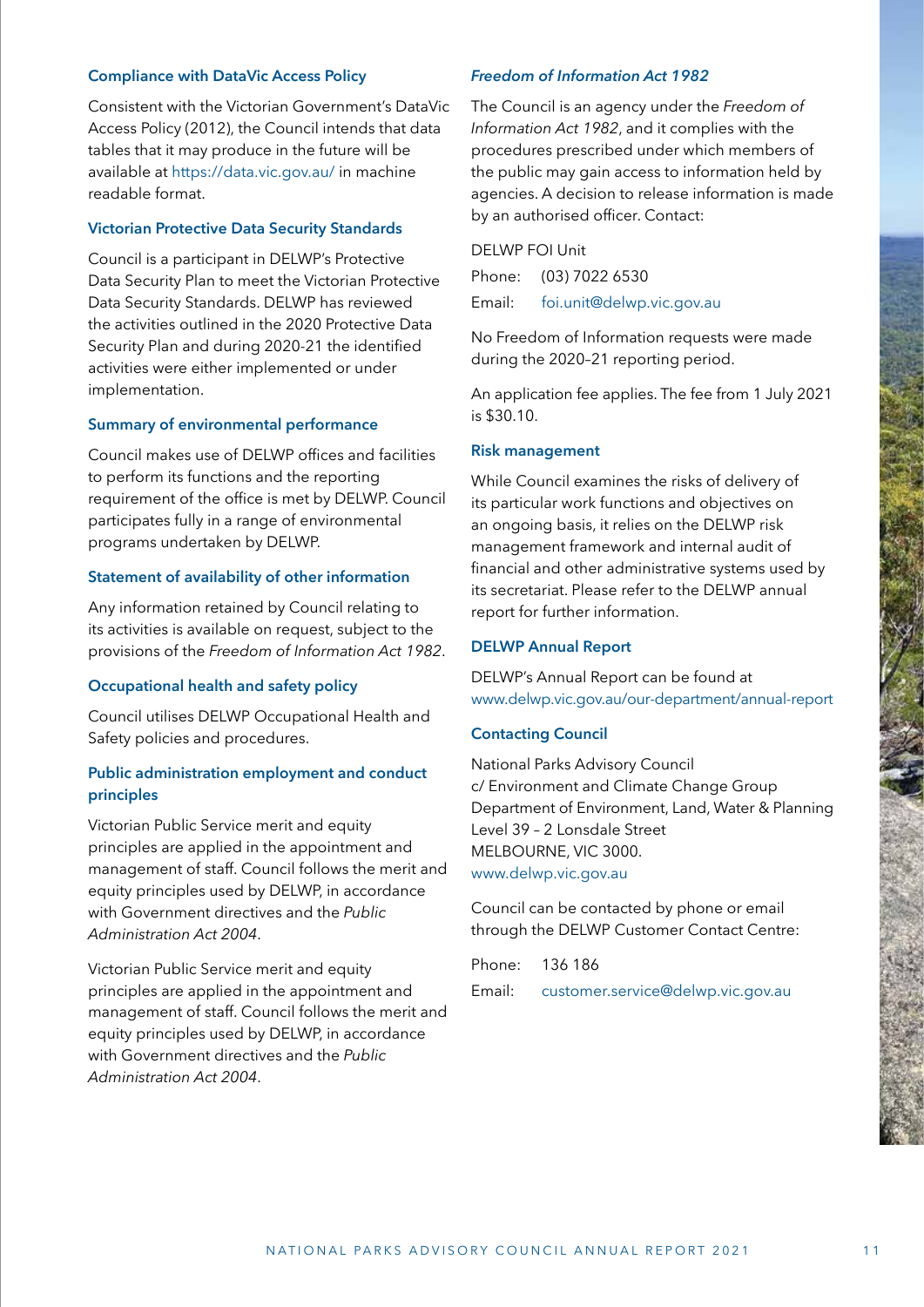### Compliance with DataVic Access Policy

Consistent with the Victorian Government's DataVic Access Policy (2012), the Council intends that data tables that it may produce in the future will be available at https://data.vic.gov.au/ in machine readable format.

### Victorian Protective Data Security Standards

Council is a participant in DELWP's Protective Data Security Plan to meet the Victorian Protective Data Security Standards. DELWP has reviewed the activities outlined in the 2020 Protective Data Security Plan and during 2020-21 the identified activities were either implemented or under implementation.

### Summary of environmental performance

Council makes use of DELWP offices and facilities to perform its functions and the reporting requirement of the office is met by DELWP. Council participates fully in a range of environmental programs undertaken by DELWP.

### Statement of availability of other information

Any information retained by Council relating to its activities is available on request, subject to the provisions of the *Freedom of Information Act 1982*.

### Occupational health and safety policy

Council utilises DELWP Occupational Health and Safety policies and procedures.

### Public administration employment and conduct principles

Victorian Public Service merit and equity principles are applied in the appointment and management of staff. Council follows the merit and equity principles used by DELWP, in accordance with Government directives and the *Public Administration Act 2004*.

Victorian Public Service merit and equity principles are applied in the appointment and management of staff. Council follows the merit and equity principles used by DELWP, in accordance with Government directives and the *Public Administration Act 2004*.

### *Freedom of Information Act 1982*

The Council is an agency under the *Freedom of Information Act 1982*, and it complies with the procedures prescribed under which members of the public may gain access to information held by agencies. A decision to release information is made by an authorised officer. Contact:

DELWP FOI Unit
Phone: (03) 7022 6530
Email: foi.unit@delwp.vic.gov.au

No Freedom of Information requests were made during the 2020–21 reporting period.

An application fee applies. The fee from 1 July 2021 is $30.10.

### Risk management

While Council examines the risks of delivery of its particular work functions and objectives on an ongoing basis, it relies on the DELWP risk management framework and internal audit of financial and other administrative systems used by its secretariat. Please refer to the DELWP annual report for further information.

### DELWP Annual Report

DELWP's Annual Report can be found at www.delwp.vic.gov.au/our-department/annual-report

### Contacting Council

National Parks Advisory Council
c/ Environment and Climate Change Group
Department of Environment, Land, Water & Planning
Level 39 – 2 Lonsdale Street
MELBOURNE, VIC 3000.
www.delwp.vic.gov.au

Council can be contacted by phone or email through the DELWP Customer Contact Centre:

Phone: 136 186
Email: customer.service@delwp.vic.gov.au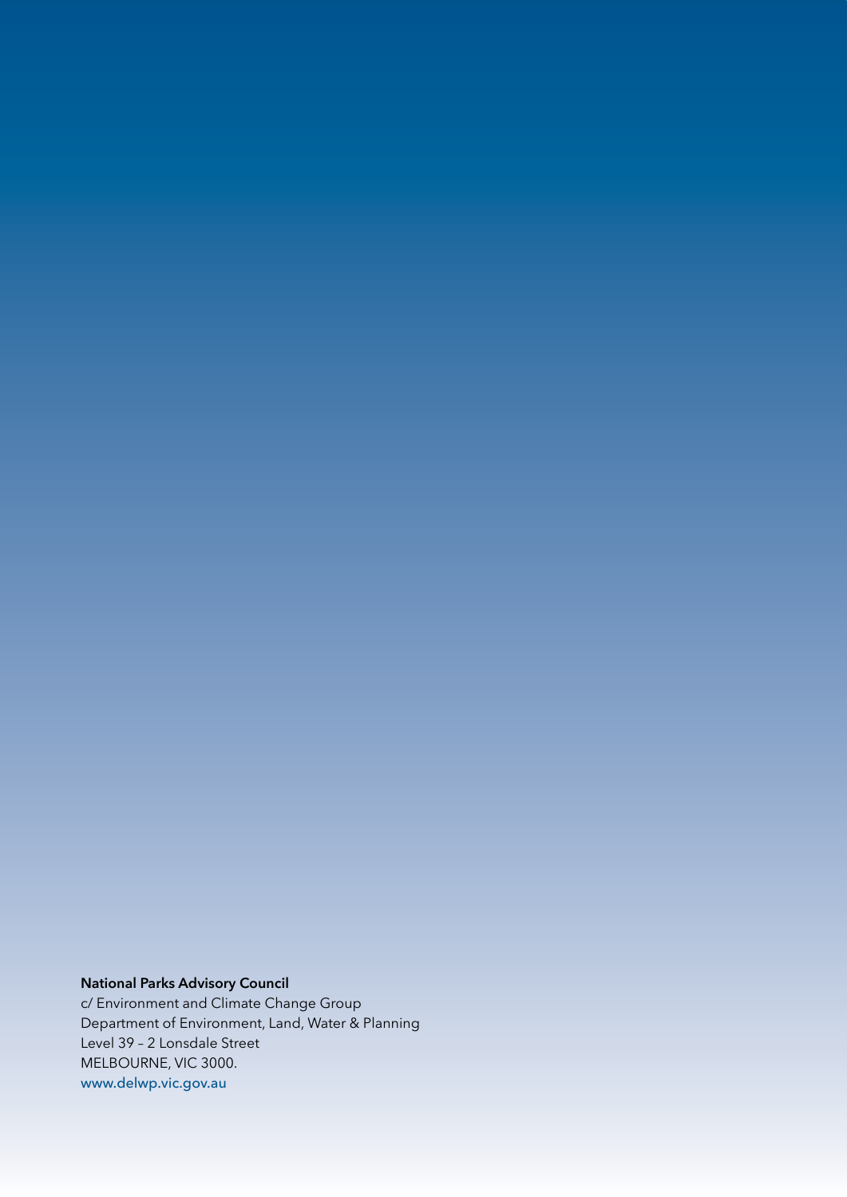**National Parks Advisory Council**

c/ Environment and Climate Change Group
Department of Environment, Land, Water & Planning
Level 39 – 2 Lonsdale Street
MELBOURNE, VIC 3000.
www.delwp.vic.gov.au